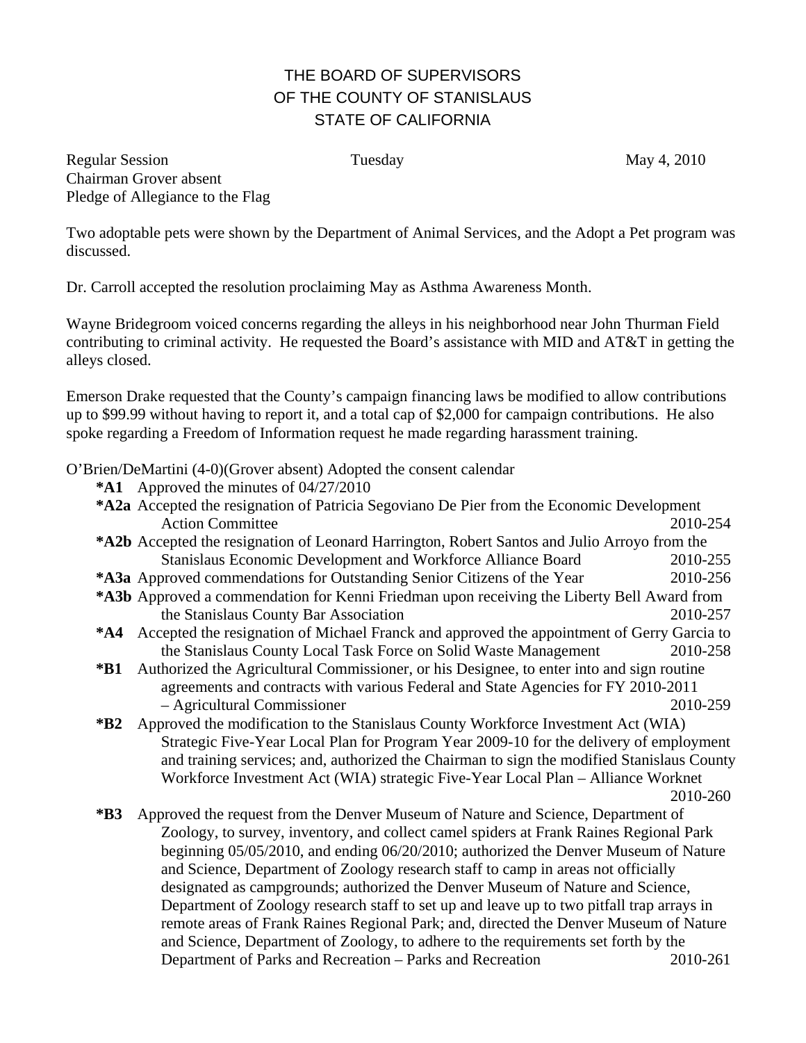# THE BOARD OF SUPERVISORS
# OF THE COUNTY OF STANISLAUS
# STATE OF CALIFORNIA

Regular Session Tuesday May 4, 2010
Chairman Grover absent
Pledge of Allegiance to the Flag

Two adoptable pets were shown by the Department of Animal Services, and the Adopt a Pet program was discussed.

Dr. Carroll accepted the resolution proclaiming May as Asthma Awareness Month.

Wayne Bridegroom voiced concerns regarding the alleys in his neighborhood near John Thurman Field contributing to criminal activity. He requested the Board's assistance with MID and AT&T in getting the alleys closed.

Emerson Drake requested that the County's campaign financing laws be modified to allow contributions up to $99.99 without having to report it, and a total cap of $2,000 for campaign contributions. He also spoke regarding a Freedom of Information request he made regarding harassment training.

O'Brien/DeMartini (4-0)(Grover absent) Adopted the consent calendar

**\*A1** Approved the minutes of 04/27/2010

**\*A2a** Accepted the resignation of Patricia Segoviano De Pier from the Economic Development Action Committee 2010-254

**\*A2b** Accepted the resignation of Leonard Harrington, Robert Santos and Julio Arroyo from the Stanislaus Economic Development and Workforce Alliance Board 2010-255

**\*A3a** Approved commendations for Outstanding Senior Citizens of the Year 2010-256

**\*A3b** Approved a commendation for Kenni Friedman upon receiving the Liberty Bell Award from the Stanislaus County Bar Association 2010-257

**\*A4** Accepted the resignation of Michael Franck and approved the appointment of Gerry Garcia to the Stanislaus County Local Task Force on Solid Waste Management 2010-258

**\*B1** Authorized the Agricultural Commissioner, or his Designee, to enter into and sign routine agreements and contracts with various Federal and State Agencies for FY 2010-2011 – Agricultural Commissioner 2010-259

**\*B2** Approved the modification to the Stanislaus County Workforce Investment Act (WIA) Strategic Five-Year Local Plan for Program Year 2009-10 for the delivery of employment and training services; and, authorized the Chairman to sign the modified Stanislaus County Workforce Investment Act (WIA) strategic Five-Year Local Plan – Alliance Worknet 2010-260

**\*B3** Approved the request from the Denver Museum of Nature and Science, Department of Zoology, to survey, inventory, and collect camel spiders at Frank Raines Regional Park beginning 05/05/2010, and ending 06/20/2010; authorized the Denver Museum of Nature and Science, Department of Zoology research staff to camp in areas not officially designated as campgrounds; authorized the Denver Museum of Nature and Science, Department of Zoology research staff to set up and leave up to two pitfall trap arrays in remote areas of Frank Raines Regional Park; and, directed the Denver Museum of Nature and Science, Department of Zoology, to adhere to the requirements set forth by the Department of Parks and Recreation – Parks and Recreation 2010-261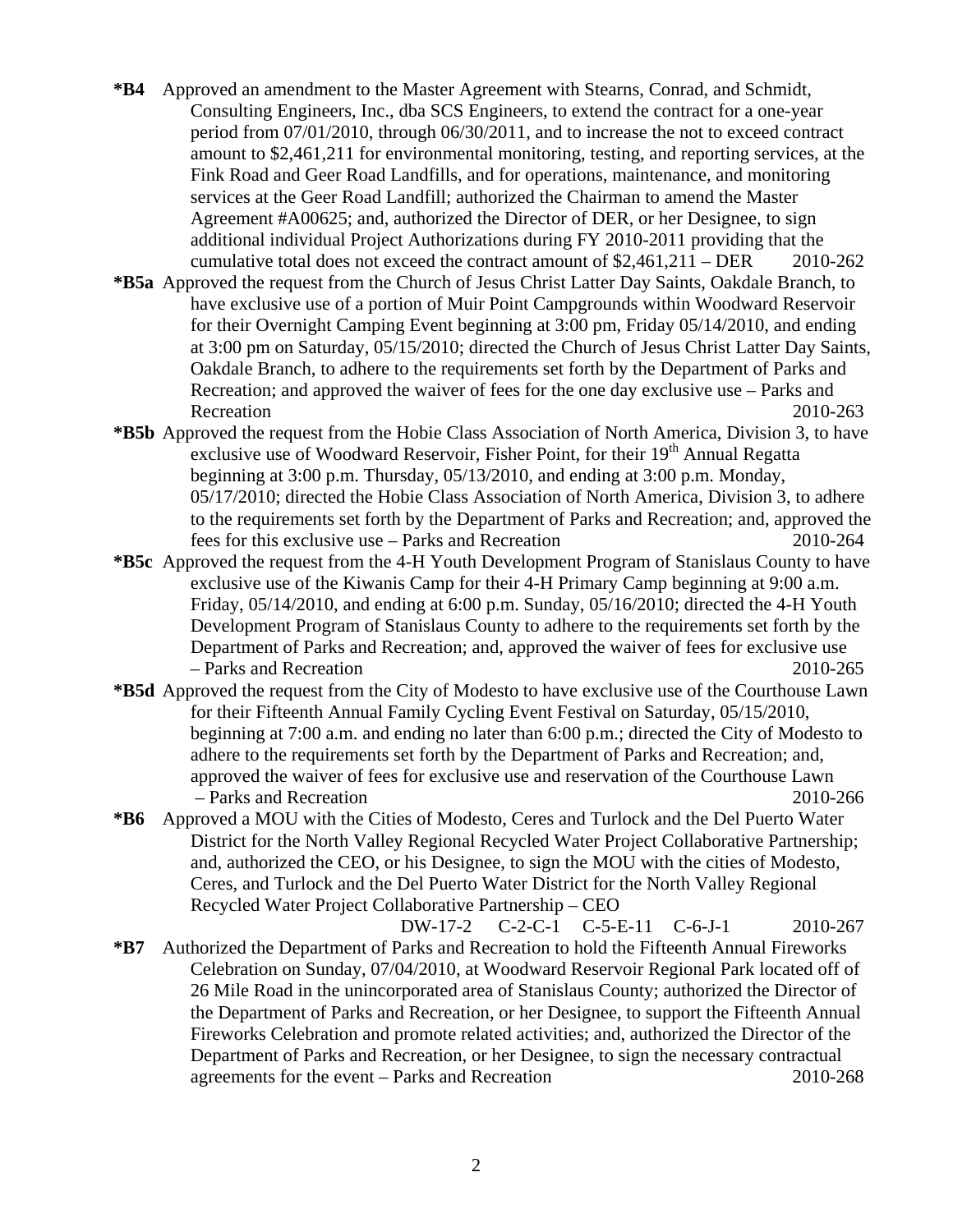**\*B4** Approved an amendment to the Master Agreement with Stearns, Conrad, and Schmidt, Consulting Engineers, Inc., dba SCS Engineers, to extend the contract for a one-year period from 07/01/2010, through 06/30/2011, and to increase the not to exceed contract amount to $2,461,211 for environmental monitoring, testing, and reporting services, at the Fink Road and Geer Road Landfills, and for operations, maintenance, and monitoring services at the Geer Road Landfill; authorized the Chairman to amend the Master Agreement #A00625; and, authorized the Director of DER, or her Designee, to sign additional individual Project Authorizations during FY 2010-2011 providing that the cumulative total does not exceed the contract amount of $2,461,211 – DER 2010-262

**\*B5a** Approved the request from the Church of Jesus Christ Latter Day Saints, Oakdale Branch, to have exclusive use of a portion of Muir Point Campgrounds within Woodward Reservoir for their Overnight Camping Event beginning at 3:00 pm, Friday 05/14/2010, and ending at 3:00 pm on Saturday, 05/15/2010; directed the Church of Jesus Christ Latter Day Saints, Oakdale Branch, to adhere to the requirements set forth by the Department of Parks and Recreation; and approved the waiver of fees for the one day exclusive use – Parks and Recreation 2010-263

**\*B5b** Approved the request from the Hobie Class Association of North America, Division 3, to have exclusive use of Woodward Reservoir, Fisher Point, for their 19th Annual Regatta beginning at 3:00 p.m. Thursday, 05/13/2010, and ending at 3:00 p.m. Monday, 05/17/2010; directed the Hobie Class Association of North America, Division 3, to adhere to the requirements set forth by the Department of Parks and Recreation; and, approved the fees for this exclusive use – Parks and Recreation 2010-264

**\*B5c** Approved the request from the 4-H Youth Development Program of Stanislaus County to have exclusive use of the Kiwanis Camp for their 4-H Primary Camp beginning at 9:00 a.m. Friday, 05/14/2010, and ending at 6:00 p.m. Sunday, 05/16/2010; directed the 4-H Youth Development Program of Stanislaus County to adhere to the requirements set forth by the Department of Parks and Recreation; and, approved the waiver of fees for exclusive use – Parks and Recreation 2010-265

**\*B5d** Approved the request from the City of Modesto to have exclusive use of the Courthouse Lawn for their Fifteenth Annual Family Cycling Event Festival on Saturday, 05/15/2010, beginning at 7:00 a.m. and ending no later than 6:00 p.m.; directed the City of Modesto to adhere to the requirements set forth by the Department of Parks and Recreation; and, approved the waiver of fees for exclusive use and reservation of the Courthouse Lawn – Parks and Recreation 2010-266

**\*B6** Approved a MOU with the Cities of Modesto, Ceres and Turlock and the Del Puerto Water District for the North Valley Regional Recycled Water Project Collaborative Partnership; and, authorized the CEO, or his Designee, to sign the MOU with the cities of Modesto, Ceres, and Turlock and the Del Puerto Water District for the North Valley Regional Recycled Water Project Collaborative Partnership – CEO
DW-17-2 C-2-C-1 C-5-E-11 C-6-J-1 2010-267

**\*B7** Authorized the Department of Parks and Recreation to hold the Fifteenth Annual Fireworks Celebration on Sunday, 07/04/2010, at Woodward Reservoir Regional Park located off of 26 Mile Road in the unincorporated area of Stanislaus County; authorized the Director of the Department of Parks and Recreation, or her Designee, to support the Fifteenth Annual Fireworks Celebration and promote related activities; and, authorized the Director of the Department of Parks and Recreation, or her Designee, to sign the necessary contractual agreements for the event – Parks and Recreation 2010-268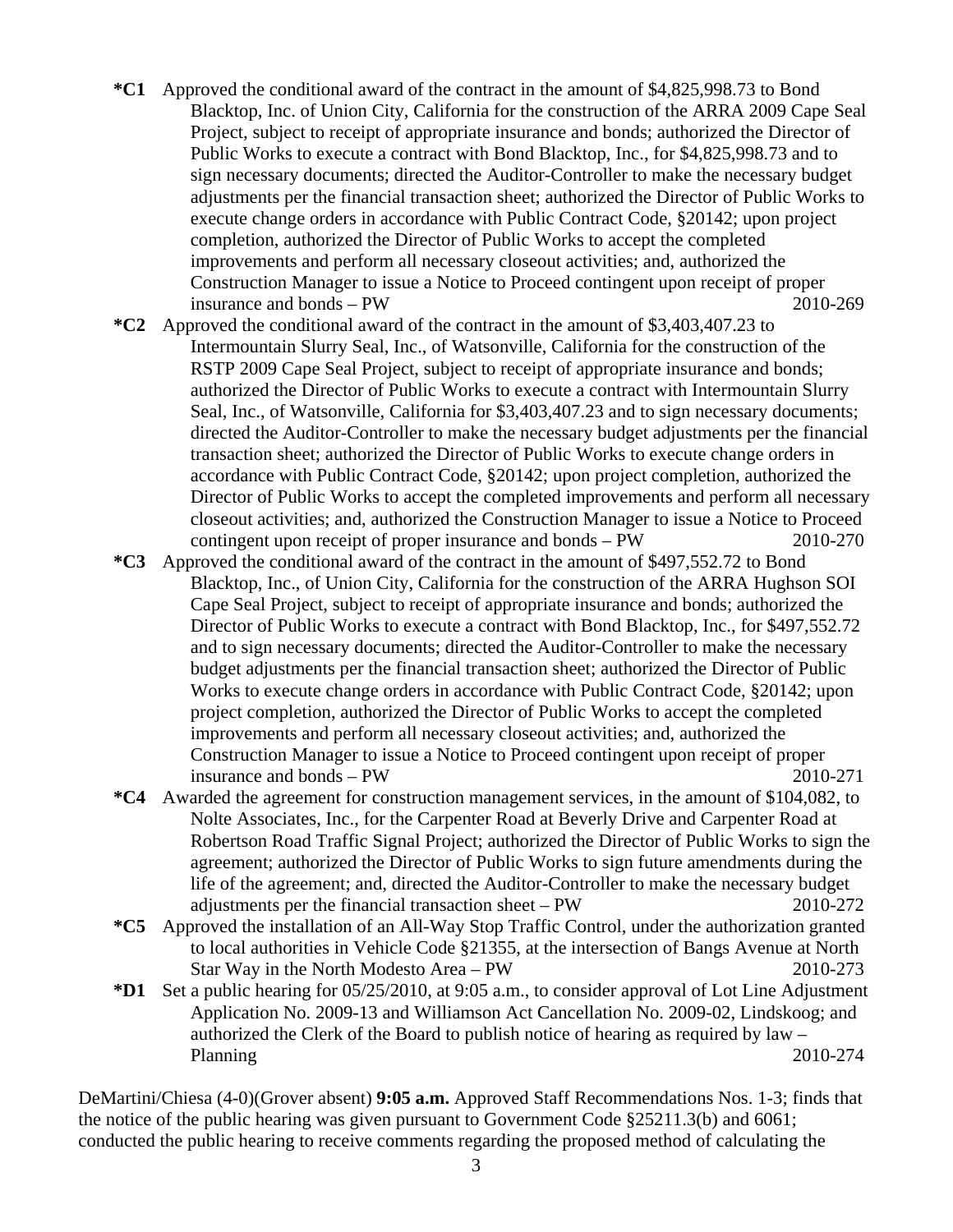**\*C1** Approved the conditional award of the contract in the amount of $4,825,998.73 to Bond Blacktop, Inc. of Union City, California for the construction of the ARRA 2009 Cape Seal Project, subject to receipt of appropriate insurance and bonds; authorized the Director of Public Works to execute a contract with Bond Blacktop, Inc., for $4,825,998.73 and to sign necessary documents; directed the Auditor-Controller to make the necessary budget adjustments per the financial transaction sheet; authorized the Director of Public Works to execute change orders in accordance with Public Contract Code, §20142; upon project completion, authorized the Director of Public Works to accept the completed improvements and perform all necessary closeout activities; and, authorized the Construction Manager to issue a Notice to Proceed contingent upon receipt of proper insurance and bonds – PW 2010-269

**\*C2** Approved the conditional award of the contract in the amount of $3,403,407.23 to Intermountain Slurry Seal, Inc., of Watsonville, California for the construction of the RSTP 2009 Cape Seal Project, subject to receipt of appropriate insurance and bonds; authorized the Director of Public Works to execute a contract with Intermountain Slurry Seal, Inc., of Watsonville, California for $3,403,407.23 and to sign necessary documents; directed the Auditor-Controller to make the necessary budget adjustments per the financial transaction sheet; authorized the Director of Public Works to execute change orders in accordance with Public Contract Code, §20142; upon project completion, authorized the Director of Public Works to accept the completed improvements and perform all necessary closeout activities; and, authorized the Construction Manager to issue a Notice to Proceed contingent upon receipt of proper insurance and bonds – PW 2010-270

**\*C3** Approved the conditional award of the contract in the amount of $497,552.72 to Bond Blacktop, Inc., of Union City, California for the construction of the ARRA Hughson SOI Cape Seal Project, subject to receipt of appropriate insurance and bonds; authorized the Director of Public Works to execute a contract with Bond Blacktop, Inc., for $497,552.72 and to sign necessary documents; directed the Auditor-Controller to make the necessary budget adjustments per the financial transaction sheet; authorized the Director of Public Works to execute change orders in accordance with Public Contract Code, §20142; upon project completion, authorized the Director of Public Works to accept the completed improvements and perform all necessary closeout activities; and, authorized the Construction Manager to issue a Notice to Proceed contingent upon receipt of proper insurance and bonds – PW 2010-271

**\*C4** Awarded the agreement for construction management services, in the amount of $104,082, to Nolte Associates, Inc., for the Carpenter Road at Beverly Drive and Carpenter Road at Robertson Road Traffic Signal Project; authorized the Director of Public Works to sign the agreement; authorized the Director of Public Works to sign future amendments during the life of the agreement; and, directed the Auditor-Controller to make the necessary budget adjustments per the financial transaction sheet – PW 2010-272

**\*C5** Approved the installation of an All-Way Stop Traffic Control, under the authorization granted to local authorities in Vehicle Code §21355, at the intersection of Bangs Avenue at North Star Way in the North Modesto Area – PW 2010-273

**\*D1** Set a public hearing for 05/25/2010, at 9:05 a.m., to consider approval of Lot Line Adjustment Application No. 2009-13 and Williamson Act Cancellation No. 2009-02, Lindskoog; and authorized the Clerk of the Board to publish notice of hearing as required by law – Planning 2010-274

DeMartini/Chiesa (4-0)(Grover absent) **9:05 a.m.** Approved Staff Recommendations Nos. 1-3; finds that the notice of the public hearing was given pursuant to Government Code §25211.3(b) and 6061; conducted the public hearing to receive comments regarding the proposed method of calculating the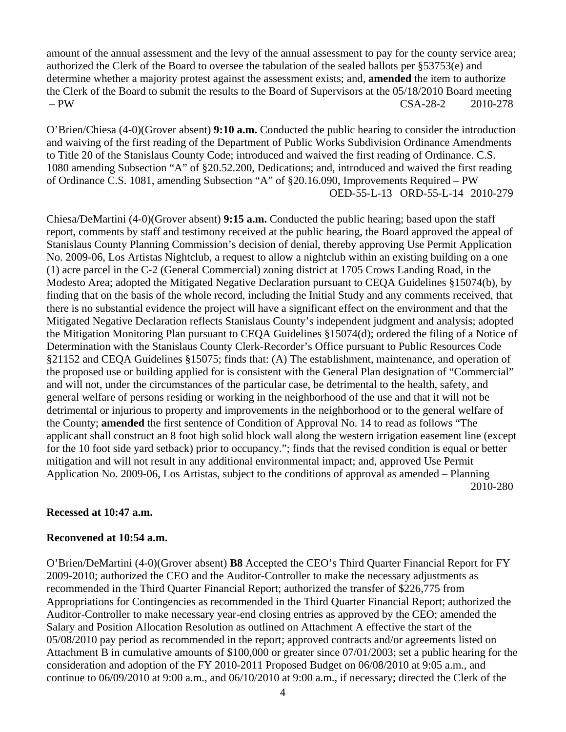amount of the annual assessment and the levy of the annual assessment to pay for the county service area; authorized the Clerk of the Board to oversee the tabulation of the sealed ballots per §53753(e) and determine whether a majority protest against the assessment exists; and, **amended** the item to authorize the Clerk of the Board to submit the results to the Board of Supervisors at the 05/18/2010 Board meeting – PW CSA-28-2 2010-278

O'Brien/Chiesa (4-0)(Grover absent) **9:10 a.m.** Conducted the public hearing to consider the introduction and waiving of the first reading of the Department of Public Works Subdivision Ordinance Amendments to Title 20 of the Stanislaus County Code; introduced and waived the first reading of Ordinance. C.S. 1080 amending Subsection "A" of §20.52.200, Dedications; and, introduced and waived the first reading of Ordinance C.S. 1081, amending Subsection "A" of §20.16.090, Improvements Required – PW OED-55-L-13 ORD-55-L-14 2010-279

Chiesa/DeMartini (4-0)(Grover absent) **9:15 a.m.** Conducted the public hearing; based upon the staff report, comments by staff and testimony received at the public hearing, the Board approved the appeal of Stanislaus County Planning Commission's decision of denial, thereby approving Use Permit Application No. 2009-06, Los Artistas Nightclub, a request to allow a nightclub within an existing building on a one (1) acre parcel in the C-2 (General Commercial) zoning district at 1705 Crows Landing Road, in the Modesto Area; adopted the Mitigated Negative Declaration pursuant to CEQA Guidelines §15074(b), by finding that on the basis of the whole record, including the Initial Study and any comments received, that there is no substantial evidence the project will have a significant effect on the environment and that the Mitigated Negative Declaration reflects Stanislaus County's independent judgment and analysis; adopted the Mitigation Monitoring Plan pursuant to CEQA Guidelines §15074(d); ordered the filing of a Notice of Determination with the Stanislaus County Clerk-Recorder's Office pursuant to Public Resources Code §21152 and CEQA Guidelines §15075; finds that: (A) The establishment, maintenance, and operation of the proposed use or building applied for is consistent with the General Plan designation of "Commercial" and will not, under the circumstances of the particular case, be detrimental to the health, safety, and general welfare of persons residing or working in the neighborhood of the use and that it will not be detrimental or injurious to property and improvements in the neighborhood or to the general welfare of the County; **amended** the first sentence of Condition of Approval No. 14 to read as follows "The applicant shall construct an 8 foot high solid block wall along the western irrigation easement line (except for the 10 foot side yard setback) prior to occupancy."; finds that the revised condition is equal or better mitigation and will not result in any additional environmental impact; and, approved Use Permit Application No. 2009-06, Los Artistas, subject to the conditions of approval as amended – Planning 2010-280

**Recessed at 10:47 a.m.**

**Reconvened at 10:54 a.m.**

O'Brien/DeMartini (4-0)(Grover absent) **B8** Accepted the CEO's Third Quarter Financial Report for FY 2009-2010; authorized the CEO and the Auditor-Controller to make the necessary adjustments as recommended in the Third Quarter Financial Report; authorized the transfer of $226,775 from Appropriations for Contingencies as recommended in the Third Quarter Financial Report; authorized the Auditor-Controller to make necessary year-end closing entries as approved by the CEO; amended the Salary and Position Allocation Resolution as outlined on Attachment A effective the start of the 05/08/2010 pay period as recommended in the report; approved contracts and/or agreements listed on Attachment B in cumulative amounts of $100,000 or greater since 07/01/2003; set a public hearing for the consideration and adoption of the FY 2010-2011 Proposed Budget on 06/08/2010 at 9:05 a.m., and continue to 06/09/2010 at 9:00 a.m., and 06/10/2010 at 9:00 a.m., if necessary; directed the Clerk of the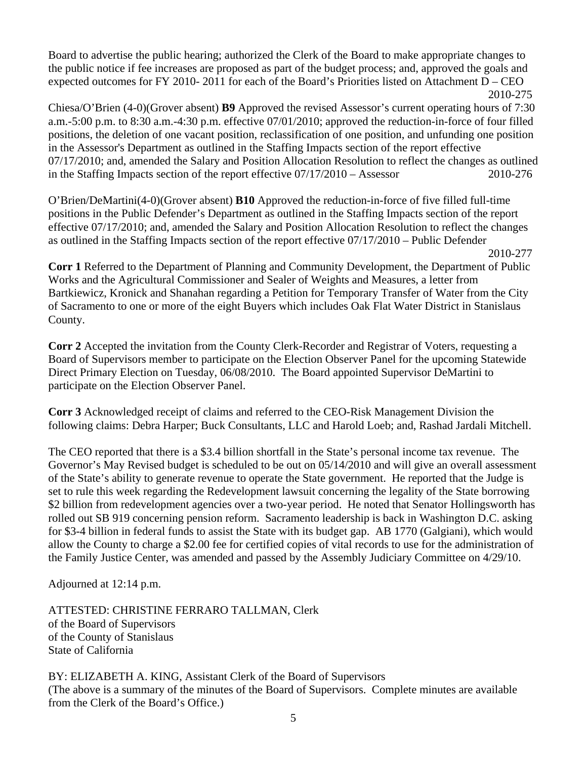Board to advertise the public hearing; authorized the Clerk of the Board to make appropriate changes to the public notice if fee increases are proposed as part of the budget process; and, approved the goals and expected outcomes for FY 2010- 2011 for each of the Board's Priorities listed on Attachment D – CEO 2010-275

Chiesa/O'Brien (4-0)(Grover absent) **B9** Approved the revised Assessor's current operating hours of 7:30 a.m.-5:00 p.m. to 8:30 a.m.-4:30 p.m. effective 07/01/2010; approved the reduction-in-force of four filled positions, the deletion of one vacant position, reclassification of one position, and unfunding one position in the Assessor's Department as outlined in the Staffing Impacts section of the report effective 07/17/2010; and, amended the Salary and Position Allocation Resolution to reflect the changes as outlined in the Staffing Impacts section of the report effective 07/17/2010 – Assessor 2010-276

O'Brien/DeMartini(4-0)(Grover absent) **B10** Approved the reduction-in-force of five filled full-time positions in the Public Defender's Department as outlined in the Staffing Impacts section of the report effective 07/17/2010; and, amended the Salary and Position Allocation Resolution to reflect the changes as outlined in the Staffing Impacts section of the report effective 07/17/2010 – Public Defender 2010-277

**Corr 1** Referred to the Department of Planning and Community Development, the Department of Public Works and the Agricultural Commissioner and Sealer of Weights and Measures, a letter from Bartkiewicz, Kronick and Shanahan regarding a Petition for Temporary Transfer of Water from the City of Sacramento to one or more of the eight Buyers which includes Oak Flat Water District in Stanislaus County.

**Corr 2** Accepted the invitation from the County Clerk-Recorder and Registrar of Voters, requesting a Board of Supervisors member to participate on the Election Observer Panel for the upcoming Statewide Direct Primary Election on Tuesday, 06/08/2010. The Board appointed Supervisor DeMartini to participate on the Election Observer Panel.

**Corr 3** Acknowledged receipt of claims and referred to the CEO-Risk Management Division the following claims: Debra Harper; Buck Consultants, LLC and Harold Loeb; and, Rashad Jardali Mitchell.

The CEO reported that there is a $3.4 billion shortfall in the State's personal income tax revenue. The Governor's May Revised budget is scheduled to be out on 05/14/2010 and will give an overall assessment of the State's ability to generate revenue to operate the State government. He reported that the Judge is set to rule this week regarding the Redevelopment lawsuit concerning the legality of the State borrowing $2 billion from redevelopment agencies over a two-year period. He noted that Senator Hollingsworth has rolled out SB 919 concerning pension reform. Sacramento leadership is back in Washington D.C. asking for $3-4 billion in federal funds to assist the State with its budget gap. AB 1770 (Galgiani), which would allow the County to charge a $2.00 fee for certified copies of vital records to use for the administration of the Family Justice Center, was amended and passed by the Assembly Judiciary Committee on 4/29/10.

Adjourned at 12:14 p.m.

ATTESTED: CHRISTINE FERRARO TALLMAN, Clerk
of the Board of Supervisors
of the County of Stanislaus
State of California

BY: ELIZABETH A. KING, Assistant Clerk of the Board of Supervisors
(The above is a summary of the minutes of the Board of Supervisors. Complete minutes are available from the Clerk of the Board's Office.)